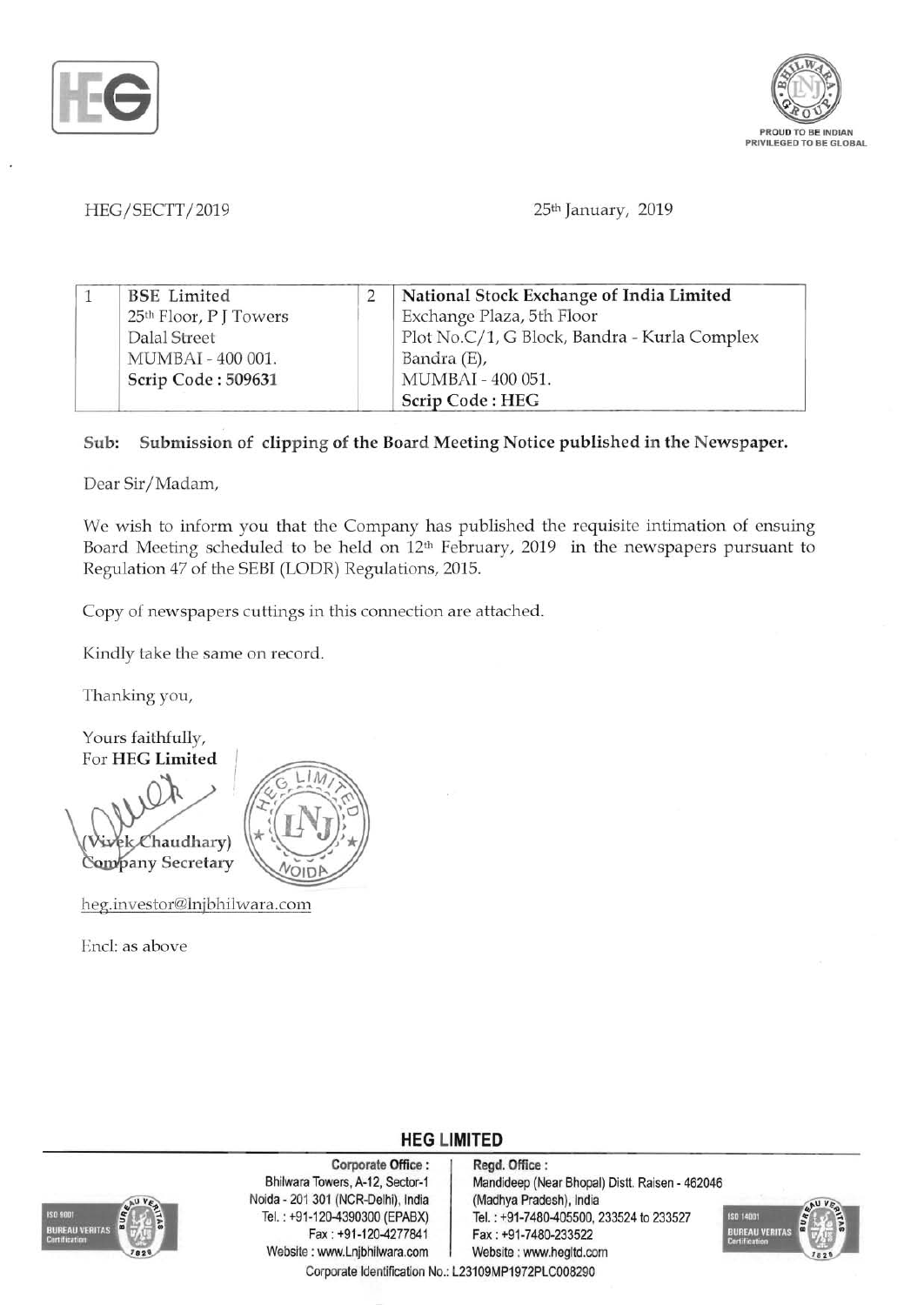HEG/SECTT/2019

25th January, 2019

| 1 | BSE Limited<br>25th Floor, P J Towers<br>Dalal Street<br>MUMBAI - 400 001.<br>**Scrip Code : 509631** | 2 | **National Stock Exchange of India Limited**<br>Exchange Plaza, 5th Floor<br>Plot No.C/1, G Block, Bandra - Kurla Complex<br>Bandra (E),<br>MUMBAI - 400 051.<br>**Scrip Code : HEG** |
|---|---|---|---|

**Sub: Submission of clipping of the Board Meeting Notice published in the Newspaper.**

Dear Sir/Madam,

We wish to inform you that the Company has published the requisite intimation of ensuing Board Meeting scheduled to be held on 12th February, 2019 in the newspapers pursuant to Regulation 47 of the SEBI (LODR) Regulations, 2015.

Copy of newspapers cuttings in this connection are attached.

Kindly take the same on record.

Thanking you,

Yours faithfully,
For **HEG Limited**

(Vivek Chaudhary)
Company Secretary

heg.investor@lnjbhilwara.com

Encl: as above

**HEG LIMITED**

**Corporate Office :**
Bhilwara Towers, A-12, Sector-1
Noida - 201 301 (NCR-Delhi), India
Tel. : +91-120-4390300 (EPABX)
Fax : +91-120-4277841
Website : www.Lnjbhilwara.com

**Regd. Office :**
Mandideep (Near Bhopal) Distt. Raisen - 462046
(Madhya Pradesh), India
Tel. : +91-7480-405500, 233524 to 233527
Fax : +91-7480-233522
Website : www.hegltd.com

Corporate Identification No.: L23109MP1972PLC008290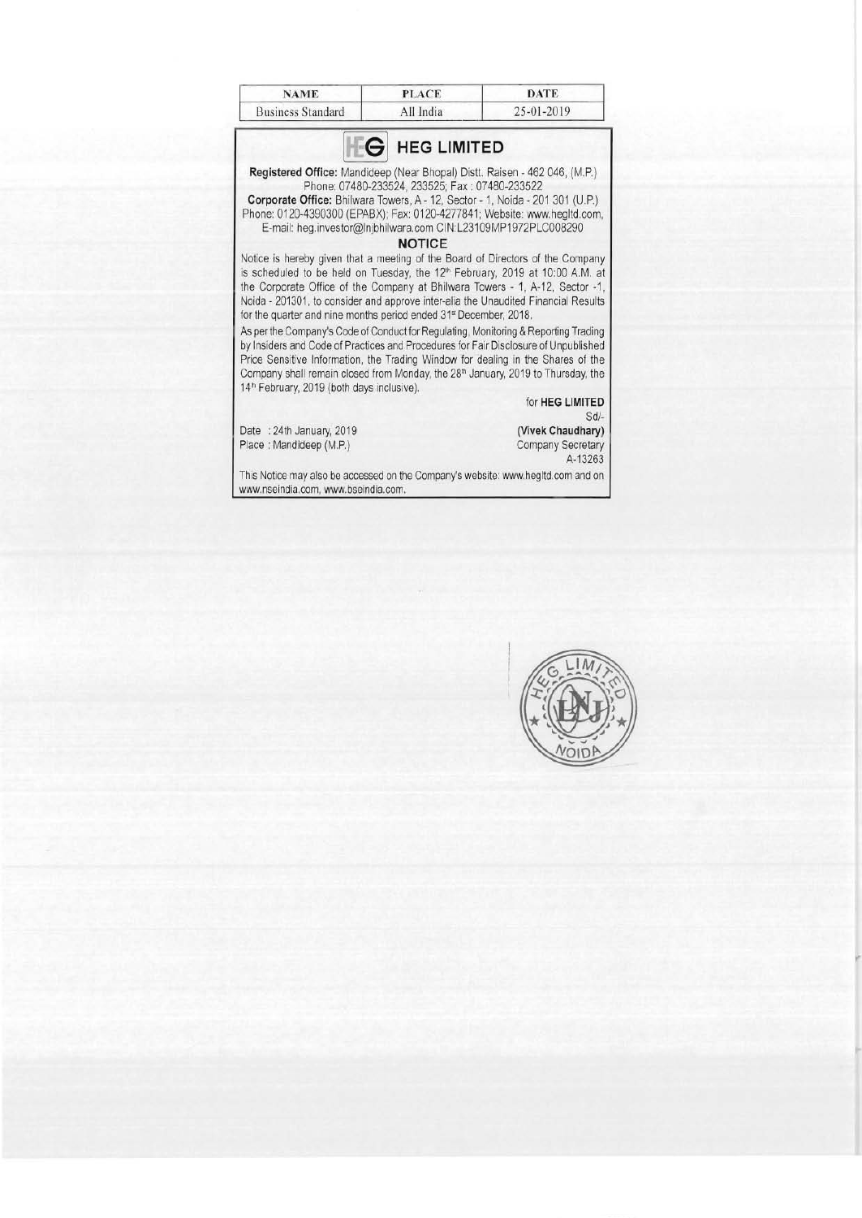| NAME | PLACE | DATE |
|---|---|---|
| Business Standard | All India | 25-01-2019 |

# HEG LIMITED

**Registered Office:** Mandideep (Near Bhopal) Distt. Raisen - 462 046, (M.P.)
Phone: 07480-233524, 233525; Fax : 07480-233522

**Corporate Office:** Bhilwara Towers, A - 12, Sector - 1, Noida - 201 301 (U.P.)
Phone: 0120-4390300 (EPABX); Fax: 0120-4277841; Website: www.hegltd.com,
E-mail: heg.investor@lnjbhilwara.com CIN:L23109MP1972PLC008290

## NOTICE

Notice is hereby given that a meeting of the Board of Directors of the Company is scheduled to be held on Tuesday, the 12th February, 2019 at 10:00 A.M. at the Corporate Office of the Company at Bhilwara Towers - 1, A-12, Sector -1, Noida - 201301, to consider and approve inter-alia the Unaudited Financial Results for the quarter and nine months period ended 31st December, 2018.

As per the Company's Code of Conduct for Regulating, Monitoring & Reporting Trading by Insiders and Code of Practices and Procedures for Fair Disclosure of Unpublished Price Sensitive Information, the Trading Window for dealing in the Shares of the Company shall remain closed from Monday, the 28th January, 2019 to Thursday, the 14th February, 2019 (both days inclusive).

for **HEG LIMITED**
Sd/-
**(Vivek Chaudhary)**
Company Secretary
A-13263

Date : 24th January, 2019
Place : Mandideep (M.P.)

This Notice may also be accessed on the Company's website: www.hegltd.com and on www.nseindia.com, www.bseindia.com.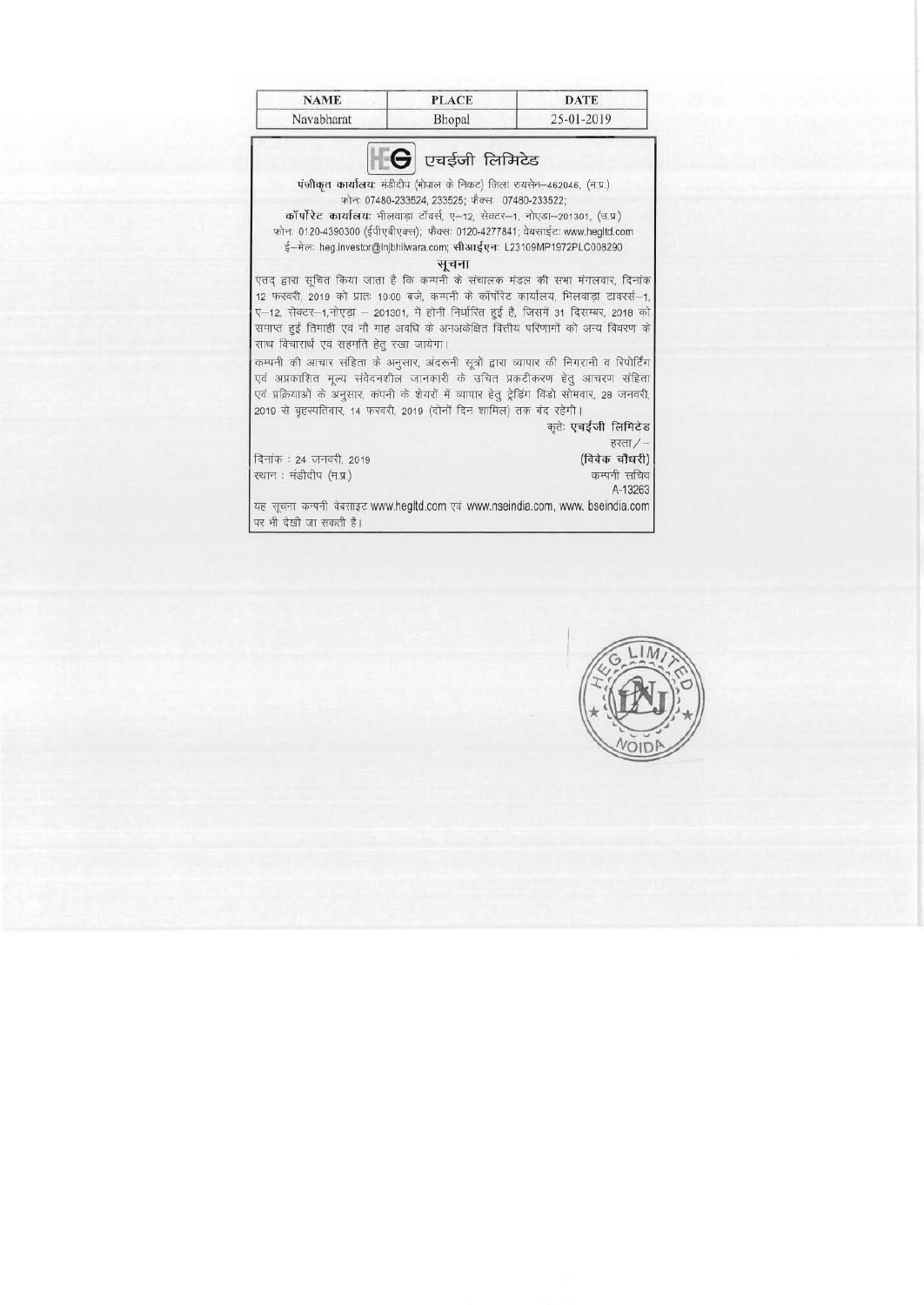| NAME | PLACE | DATE |
|---|---|---|
| Navabharat | Bhopal | 25-01-2019 |

# एचईजी लिमिटेड

**पंजीकृत कार्यालय:** मंडीदीप (भोपाल के निकट) जिला रायसेन–462046, (म.प्र.)
फोन: 07480-233524, 233525; फैक्स: 07480-233522;
**कॉर्पोरेट कार्यालय:** भीलवाड़ा टॉवर्स, ए–12, सेक्टर–1, नोएडा–201301, (उ.प्र.)
फोन: 0120-4390300 (ईपीएबीएक्स); फैक्स: 0120-4277841; वेबसाईट: www.hegltd.com
ई–मेल: heg.investor@lnjbhilwara.com; **सीआईएन:** L23109MP1972PLC008290

## सूचना

एतद् द्वारा सूचित किया जाता है कि कम्पनी के संचालक मंडल की सभा मंगलवार, दिनांक 12 फरवरी, 2019 को प्रातः 10:00 बजे, कम्पनी के कॉर्पोरेट कार्यालय, भिलवाड़ा टावर्स–1, ए–12, सेक्टर–1,नोएडा – 201301, में होनी निर्धारित हुई है, जिसमें 31 दिसम्बर, 2018 को समाप्त हुई तिमाही एवं नौ माह अवधि के अनअंकेक्षित वित्तीय परिणामों को अन्य विवरण के साथ विचारार्थ एवं सहमति हेतु रखा जायेगा।

कम्पनी की आचार संहिता के अनुसार, अंदरूनी सूत्रों द्वारा व्यापार की निगरानी व रिपोर्टिंग एवं अप्रकाशित मूल्य संवेदनशील जानकारी के उचित प्रकटीकरण हेतु आचरण संहिता एवं प्रक्रियाओं के अनुसार, कंपनी के शेयरों में व्यापार हेतु ट्रेडिंग विंडो सोमवार, 28 जनवरी, 2019 से बृहस्पतिवार, 14 फरवरी, 2019 (दोनों दिन शामिल) तक बंद रहेगी।

कृते: **एचईजी लिमिटेड**
हस्ता/–
**(विवेक चौधरी)**
कम्पनी सचिव
A-13263

दिनांक : 24 जनवरी, 2019
स्थान : मंडीदीप (म.प्र.)

यह सूचना कम्पनी वेबसाइट www.hegltd.com एवं www.nseindia.com, www. bseindia.com पर भी देखी जा सकती है।